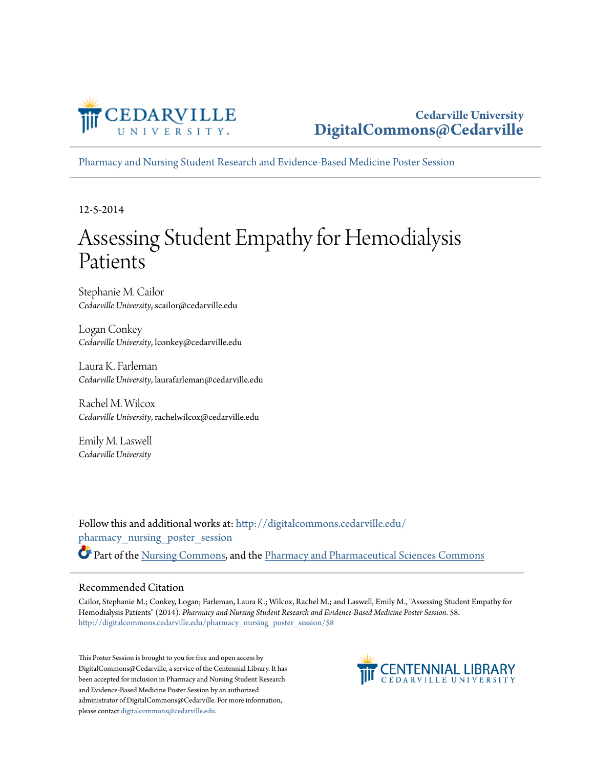Cedarville University
DigitalCommons@Cedarville

Pharmacy and Nursing Student Research and Evidence-Based Medicine Poster Session

12-5-2014

# Assessing Student Empathy for Hemodialysis Patients

Stephanie M. Cailor
*Cedarville University*, scailor@cedarville.edu

Logan Conkey
*Cedarville University*, lconkey@cedarville.edu

Laura K. Farleman
*Cedarville University*, laurafarleman@cedarville.edu

Rachel M. Wilcox
*Cedarville University*, rachelwilcox@cedarville.edu

Emily M. Laswell
*Cedarville University*

Follow this and additional works at: http://digitalcommons.cedarville.edu/pharmacy_nursing_poster_session

Part of the Nursing Commons, and the Pharmacy and Pharmaceutical Sciences Commons

## Recommended Citation

Cailor, Stephanie M.; Conkey, Logan; Farleman, Laura K.; Wilcox, Rachel M.; and Laswell, Emily M., "Assessing Student Empathy for Hemodialysis Patients" (2014). *Pharmacy and Nursing Student Research and Evidence-Based Medicine Poster Session*. 58.
http://digitalcommons.cedarville.edu/pharmacy_nursing_poster_session/58

This Poster Session is brought to you for free and open access by DigitalCommons@Cedarville, a service of the Centennial Library. It has been accepted for inclusion in Pharmacy and Nursing Student Research and Evidence-Based Medicine Poster Session by an authorized administrator of DigitalCommons@Cedarville. For more information, please contact digitalcommons@cedarville.edu.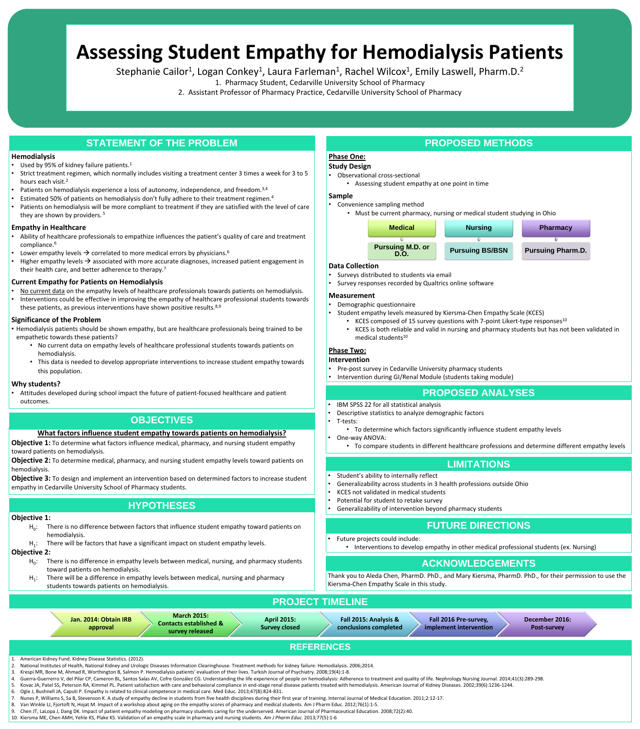# Assessing Student Empathy for Hemodialysis Patients

Stephanie Cailor[1], Logan Conkey[1], Laura Farleman[1], Rachel Wilcox[1], Emily Laswell, Pharm.D.[2]

1. Pharmacy Student, Cedarville University School of Pharmacy
2. Assistant Professor of Pharmacy Practice, Cedarville University School of Pharmacy

## STATEMENT OF THE PROBLEM

### Hemodialysis

- Used by 95% of kidney failure patients.[1]
- Strict treatment regimen, which normally includes visiting a treatment center 3 times a week for 3 to 5 hours each visit.[2]
- Patients on hemodialysis experience a loss of autonomy, independence, and freedom.[3,4]
- Estimated 50% of patients on hemodialysis don't fully adhere to their treatment regimen.[4]
- Patients on hemodialysis will be more compliant to treatment if they are satisfied with the level of care they are shown by providers.[5]

### Empathy in Healthcare

- Ability of healthcare professionals to empathize influences the patient's quality of care and treatment compliance.[6]
- Lower empathy levels → correlated to more medical errors by physicians.[6]
- Higher empathy levels → associated with more accurate diagnoses, increased patient engagement in their health care, and better adherence to therapy.[7]

### Current Empathy for Patients on Hemodialysis

- No current data on the empathy levels of healthcare professionals towards patients on hemodialysis.
- Interventions could be effective in improving the empathy of healthcare professional students towards these patients, as previous interventions have shown positive results.[8,9]

### Significance of the Problem

- Hemodialysis patients should be shown empathy, but are healthcare professionals being trained to be empathetic towards these patients?
  - No current data on empathy levels of healthcare professional students towards patients on hemodialysis.
  - This data is needed to develop appropriate interventions to increase student empathy towards this population.

### Why students?

- Attitudes developed during school impact the future of patient-focused healthcare and patient outcomes.

## OBJECTIVES

**What factors influence student empathy towards patients on hemodialysis?**

**Objective 1:** To determine what factors influence medical, pharmacy, and nursing student empathy toward patients on hemodialysis.

**Objective 2:** To determine medical, pharmacy, and nursing student empathy levels toward patients on hemodialysis.

**Objective 3:** To design and implement an intervention based on determined factors to increase student empathy in Cedarville University School of Pharmacy students.

## HYPOTHESES

**Objective 1:**

$H_0$: There is no difference between factors that influence student empathy toward patients on hemodialysis.

$H_1$: There will be factors that have a significant impact on student empathy levels.

**Objective 2:**

$H_0$: There is no difference in empathy levels between medical, nursing, and pharmacy students toward patients on hemodialysis.

$H_1$: There will be a difference in empathy levels between medical, nursing and pharmacy students towards patients on hemodialysis.

## PROPOSED METHODS

**Phase One:**

### Study Design

- Observational cross-sectional
  - Assessing student empathy at one point in time

### Sample

- Convenience sampling method
  - Must be current pharmacy, nursing or medical student studying in Ohio

Medical — Pursuing M.D. or D.O.

Nursing — Pursuing BS/BSN

Pharmacy — Pursuing Pharm.D.

### Data Collection

- Surveys distributed to students via email
- Survey responses recorded by Qualtrics online software

### Measurement

- Demographic questionnaire
- Student empathy levels measured by Kiersma-Chen Empathy Scale (KCES)
  - KCES composed of 15 survey questions with 7-point Likert-type responses[10]
  - KCES is both reliable and valid in nursing and pharmacy students but has not been validated in medical students[10]

**Phase Two:**

### Intervention

- Pre-post survey in Cedarville University pharmacy students
- Intervention during GI/Renal Module (students taking module)

## PROPOSED ANALYSES

- IBM SPSS 22 for all statistical analysis
- Descriptive statistics to analyze demographic factors
- T-tests:
  - To determine which factors significantly influence student empathy levels
- One-way ANOVA:
  - To compare students in different healthcare professions and determine different empathy levels

## LIMITATIONS

- Student's ability to internally reflect
- Generalizability across students in 3 health professions outside Ohio
- KCES not validated in medical students
- Potential for student to retake survey
- Generalizability of intervention beyond pharmacy students

## FUTURE DIRECTIONS

- Future projects could include:
  - Interventions to develop empathy in other medical professional students (ex. Nursing)

## ACKNOWLEDGEMENTS

Thank you to Aleda Chen, PharmD. PhD., and Mary Kiersma, PharmD. PhD., for their permission to use the Kiersma-Chen Empathy Scale in this study.

## PROJECT TIMELINE

Jan. 2014: Obtain IRB approval → March 2015: Contacts established & survey released → April 2015: Survey closed → Fall 2015: Analysis & conclusions completed → Fall 2016 Pre-survey, implement intervention → December 2016: Post-survey

## REFERENCES

1. American Kidney Fund. Kidney Disease Statistics. (2012).
2. National Institutes of Health, National Kidney and Urologic Diseases Information Clearinghouse. Treatment methods for kidney failure: Hemodialysis. 2006;2014.
3. Krespi MR, Bone M, Ahmad R, Worthington B, Salmon P. Hemodialysis patients' evaluation of their lives. Turkish Journal of Psychiatry. 2008;19(4):1-8.
4. Guerra-Guerrerro V, del Pilar CP, Cameron BL, Santos Salas AV, Cofre González CG. Understanding the life experience of people on hemodialysis: Adherence to treatment and quality of life. Nephrology Nursing Journal. 2014;41(3):289-298.
5. Kovac JA, Patel SS, Peterson RA, Kimmel PL. Patient satisfaction with care and behavioral compliance in end-stage renal disease patients treated with hemodialysis. American Journal of Kidney Diseases. 2002;39(6):1236-1244.
6. Ogle J, Bushnell JA, Caputi P. Empathy is related to clinical competence in medical care. Med Educ. 2013;47(8):824-831.
7. Nunes P, Williams S, Sa B, Stevenson K. A study of empathy decline in students from five health disciplines during their first year of training. Internal Journal of Medical Education. 2011;2:12-17.
8. Van Winkle LJ, Fjortoft N, Hojat M. Impact of a workshop about aging on the empathy scores of pharmacy and medical students. Am J Pharm Educ. 2012;76(1):1-5.
9. Chen JT, LaLopa J, Dang DK. Impact of patient empathy modeling on pharmacy students caring for the underserved. American Journal of Pharmaceutical Education. 2008;72(2):40.
10. Kiersma ME, Chen AMH, Yehle KS, Plake KS. Validation of an empathy scale in pharmacy and nursing students. *Am J Pharm Educ.* 2013;77(5):1-6